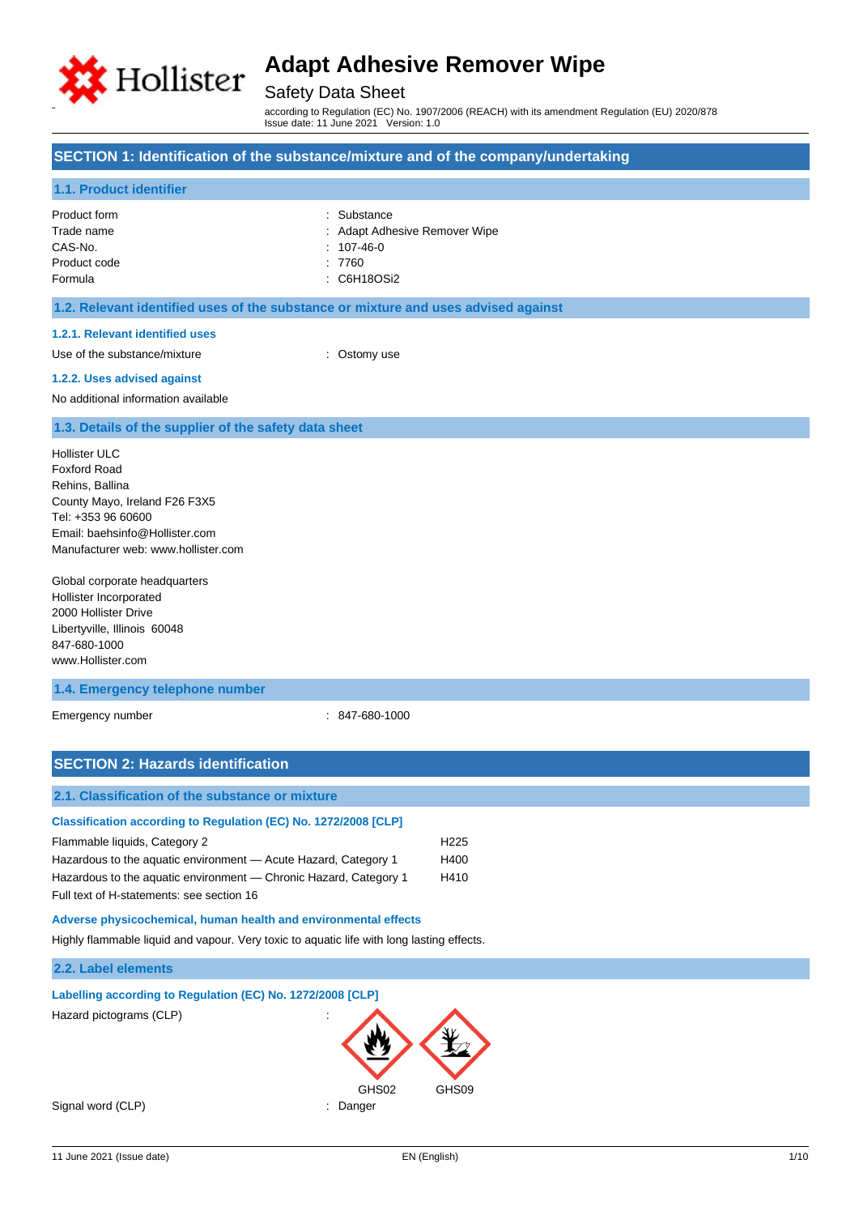# Adapt Adhesive Remover Wipe

Safety Data Sheet

according to Regulation (EC) No. 1907/2006 (REACH) with its amendment Regulation (EU) 2020/878
Issue date: 11 June 2021 Version: 1.0

## SECTION 1: Identification of the substance/mixture and of the company/undertaking

### 1.1. Product identifier

| | |
|---|---|
| Product form | : Substance |
| Trade name | : Adapt Adhesive Remover Wipe |
| CAS-No. | : 107-46-0 |
| Product code | : 7760 |
| Formula | : $C_6H_{18}OSi_2$ |

### 1.2. Relevant identified uses of the substance or mixture and uses advised against

#### 1.2.1. Relevant identified uses

| | |
|---|---|
| Use of the substance/mixture | : Ostomy use |

#### 1.2.2. Uses advised against

No additional information available

### 1.3. Details of the supplier of the safety data sheet

Hollister ULC
Foxford Road
Rehins, Ballina
County Mayo, Ireland F26 F3X5
Tel: +353 96 60600
Email: baehsinfo@Hollister.com
Manufacturer web: www.hollister.com

Global corporate headquarters
Hollister Incorporated
2000 Hollister Drive
Libertyville, Illinois 60048
847-680-1000
www.Hollister.com

### 1.4. Emergency telephone number

| | |
|---|---|
| Emergency number | : 847-680-1000 |

## SECTION 2: Hazards identification

### 2.1. Classification of the substance or mixture

#### Classification according to Regulation (EC) No. 1272/2008 [CLP]

| | |
|---|---|
| Flammable liquids, Category 2 | H225 |
| Hazardous to the aquatic environment — Acute Hazard, Category 1 | H400 |
| Hazardous to the aquatic environment — Chronic Hazard, Category 1 | H410 |

Full text of H-statements: see section 16

#### Adverse physicochemical, human health and environmental effects

Highly flammable liquid and vapour. Very toxic to aquatic life with long lasting effects.

### 2.2. Label elements

#### Labelling according to Regulation (EC) No. 1272/2008 [CLP]

| | |
|---|---|
| Hazard pictograms (CLP) | : GHS02 GHS09 |
| Signal word (CLP) | : Danger |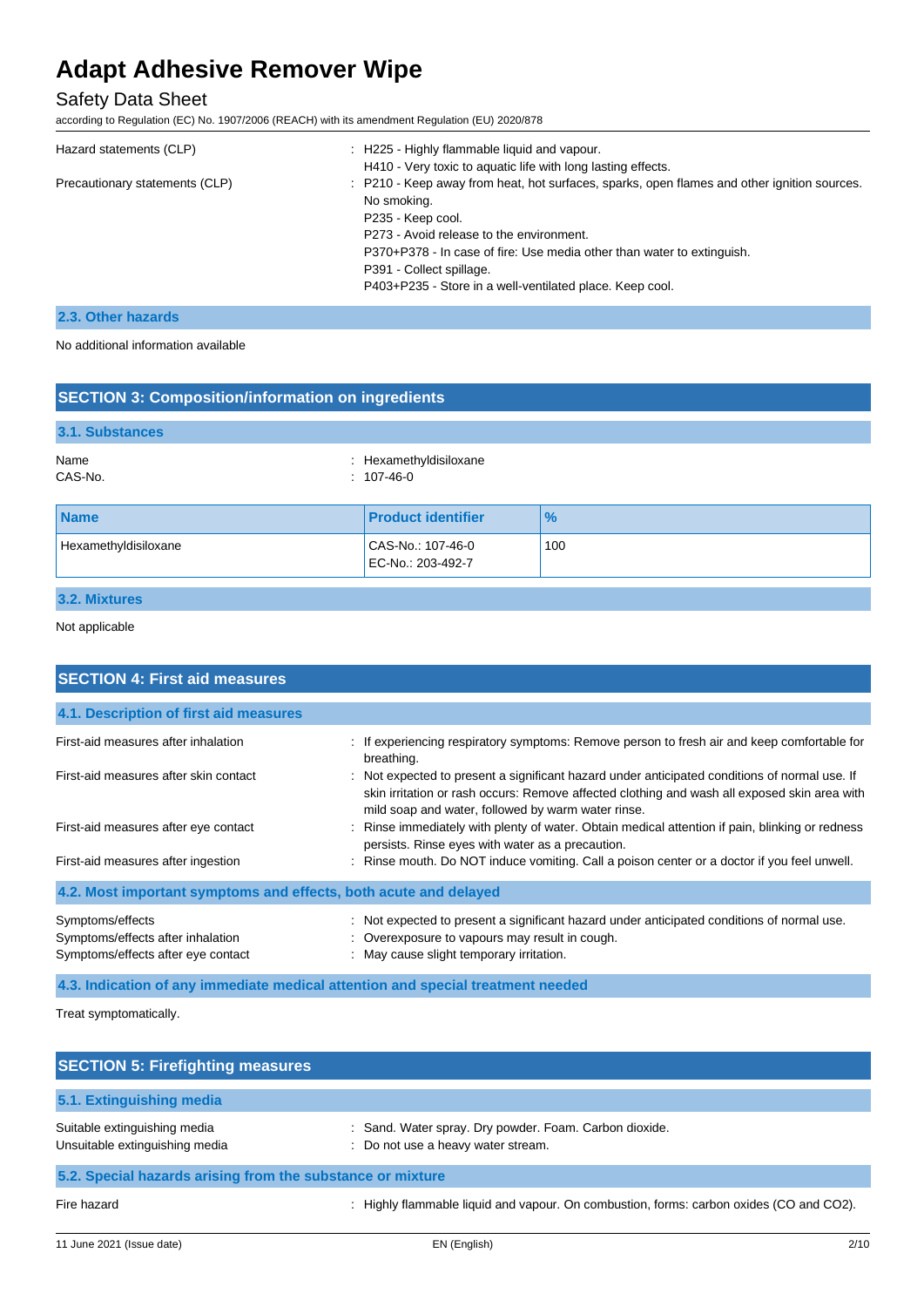| | |
|---|---|
| Hazard statements (CLP) | : H225 - Highly flammable liquid and vapour.<br>H410 - Very toxic to aquatic life with long lasting effects. |
| Precautionary statements (CLP) | : P210 - Keep away from heat, hot surfaces, sparks, open flames and other ignition sources. No smoking.<br>P235 - Keep cool.<br>P273 - Avoid release to the environment.<br>P370+P378 - In case of fire: Use media other than water to extinguish.<br>P391 - Collect spillage.<br>P403+P235 - Store in a well-ventilated place. Keep cool. |

### 2.3. Other hazards

No additional information available

## SECTION 3: Composition/information on ingredients

### 3.1. Substances

Name : Hexamethyldisiloxane
CAS-No. : 107-46-0

| Name | Product identifier | % |
|---|---|---|
| Hexamethyldisiloxane | CAS-No.: 107-46-0<br>EC-No.: 203-492-7 | 100 |

### 3.2. Mixtures

Not applicable

## SECTION 4: First aid measures

### 4.1. Description of first aid measures

| | |
|---|---|
| First-aid measures after inhalation | : If experiencing respiratory symptoms: Remove person to fresh air and keep comfortable for breathing. |
| First-aid measures after skin contact | : Not expected to present a significant hazard under anticipated conditions of normal use. If skin irritation or rash occurs: Remove affected clothing and wash all exposed skin area with mild soap and water, followed by warm water rinse. |
| First-aid measures after eye contact | : Rinse immediately with plenty of water. Obtain medical attention if pain, blinking or redness persists. Rinse eyes with water as a precaution. |
| First-aid measures after ingestion | : Rinse mouth. Do NOT induce vomiting. Call a poison center or a doctor if you feel unwell. |

### 4.2. Most important symptoms and effects, both acute and delayed

| | |
|---|---|
| Symptoms/effects | : Not expected to present a significant hazard under anticipated conditions of normal use. |
| Symptoms/effects after inhalation | : Overexposure to vapours may result in cough. |
| Symptoms/effects after eye contact | : May cause slight temporary irritation. |

### 4.3. Indication of any immediate medical attention and special treatment needed

Treat symptomatically.

## SECTION 5: Firefighting measures

### 5.1. Extinguishing media

| | |
|---|---|
| Suitable extinguishing media | : Sand. Water spray. Dry powder. Foam. Carbon dioxide. |
| Unsuitable extinguishing media | : Do not use a heavy water stream. |

### 5.2. Special hazards arising from the substance or mixture

| | |
|---|---|
| Fire hazard | : Highly flammable liquid and vapour. On combustion, forms: carbon oxides (CO and $CO_2$). |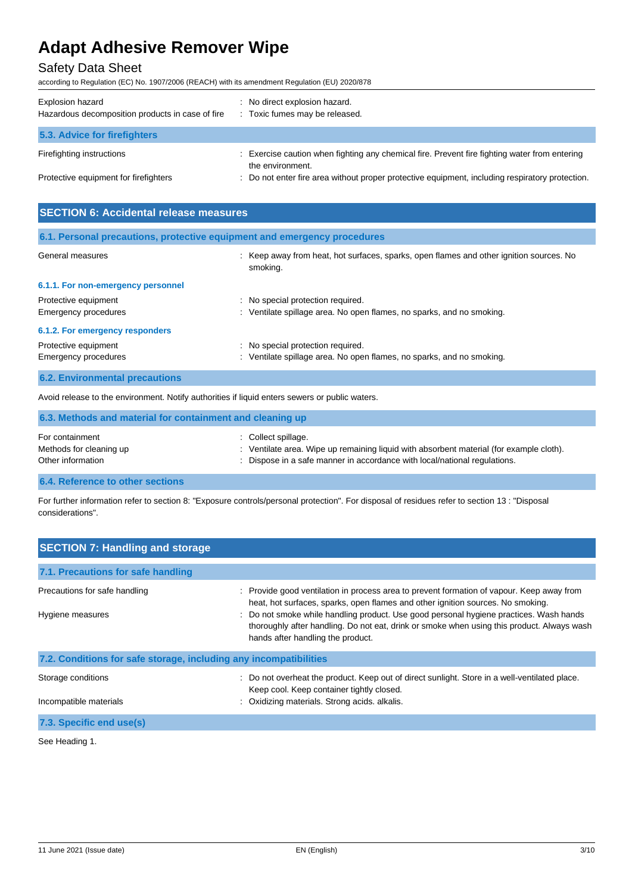| | |
|---|---|
| Explosion hazard | : No direct explosion hazard. |
| Hazardous decomposition products in case of fire | : Toxic fumes may be released. |

### 5.3. Advice for firefighters

| | |
|---|---|
| Firefighting instructions | : Exercise caution when fighting any chemical fire. Prevent fire fighting water from entering the environment. |
| Protective equipment for firefighters | : Do not enter fire area without proper protective equipment, including respiratory protection. |

## SECTION 6: Accidental release measures

### 6.1. Personal precautions, protective equipment and emergency procedures

| | |
|---|---|
| General measures | : Keep away from heat, hot surfaces, sparks, open flames and other ignition sources. No smoking. |

#### 6.1.1. For non-emergency personnel

| | |
|---|---|
| Protective equipment | : No special protection required. |
| Emergency procedures | : Ventilate spillage area. No open flames, no sparks, and no smoking. |

#### 6.1.2. For emergency responders

| | |
|---|---|
| Protective equipment | : No special protection required. |
| Emergency procedures | : Ventilate spillage area. No open flames, no sparks, and no smoking. |

### 6.2. Environmental precautions

Avoid release to the environment. Notify authorities if liquid enters sewers or public waters.

### 6.3. Methods and material for containment and cleaning up

| | |
|---|---|
| For containment | : Collect spillage. |
| Methods for cleaning up | : Ventilate area. Wipe up remaining liquid with absorbent material (for example cloth). |
| Other information | : Dispose in a safe manner in accordance with local/national regulations. |

### 6.4. Reference to other sections

For further information refer to section 8: "Exposure controls/personal protection". For disposal of residues refer to section 13 : "Disposal considerations".

## SECTION 7: Handling and storage

### 7.1. Precautions for safe handling

| | |
|---|---|
| Precautions for safe handling | : Provide good ventilation in process area to prevent formation of vapour. Keep away from heat, hot surfaces, sparks, open flames and other ignition sources. No smoking. |
| Hygiene measures | : Do not smoke while handling product. Use good personal hygiene practices. Wash hands thoroughly after handling. Do not eat, drink or smoke when using this product. Always wash hands after handling the product. |

### 7.2. Conditions for safe storage, including any incompatibilities

| | |
|---|---|
| Storage conditions | : Do not overheat the product. Keep out of direct sunlight. Store in a well-ventilated place. Keep cool. Keep container tightly closed. |
| Incompatible materials | : Oxidizing materials. Strong acids. alkalis. |

### 7.3. Specific end use(s)

See Heading 1.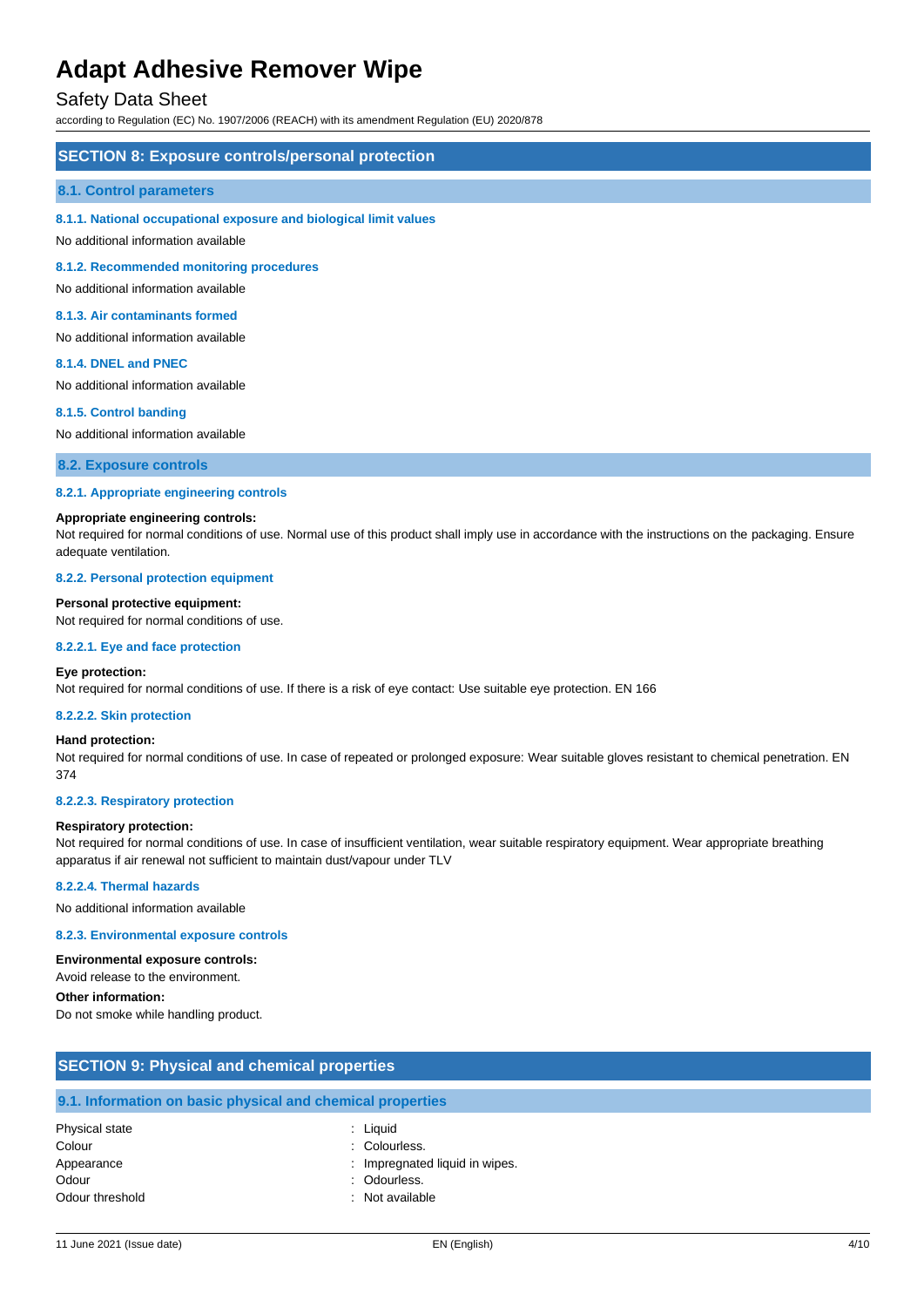## SECTION 8: Exposure controls/personal protection

### 8.1. Control parameters

#### 8.1.1. National occupational exposure and biological limit values

No additional information available

#### 8.1.2. Recommended monitoring procedures

No additional information available

#### 8.1.3. Air contaminants formed

No additional information available

#### 8.1.4. DNEL and PNEC

No additional information available

#### 8.1.5. Control banding

No additional information available

### 8.2. Exposure controls

#### 8.2.1. Appropriate engineering controls

**Appropriate engineering controls:**

Not required for normal conditions of use. Normal use of this product shall imply use in accordance with the instructions on the packaging. Ensure adequate ventilation.

#### 8.2.2. Personal protection equipment

**Personal protective equipment:**

Not required for normal conditions of use.

##### 8.2.2.1. Eye and face protection

**Eye protection:**

Not required for normal conditions of use. If there is a risk of eye contact: Use suitable eye protection. EN 166

##### 8.2.2.2. Skin protection

**Hand protection:**

Not required for normal conditions of use. In case of repeated or prolonged exposure: Wear suitable gloves resistant to chemical penetration. EN 374

##### 8.2.2.3. Respiratory protection

**Respiratory protection:**

Not required for normal conditions of use. In case of insufficient ventilation, wear suitable respiratory equipment. Wear appropriate breathing apparatus if air renewal not sufficient to maintain dust/vapour under TLV

##### 8.2.2.4. Thermal hazards

No additional information available

#### 8.2.3. Environmental exposure controls

**Environmental exposure controls:**

Avoid release to the environment.

**Other information:**

Do not smoke while handling product.

## SECTION 9: Physical and chemical properties

### 9.1. Information on basic physical and chemical properties

| | |
|---|---|
| Physical state | : Liquid |
| Colour | : Colourless. |
| Appearance | : Impregnated liquid in wipes. |
| Odour | : Odourless. |
| Odour threshold | : Not available |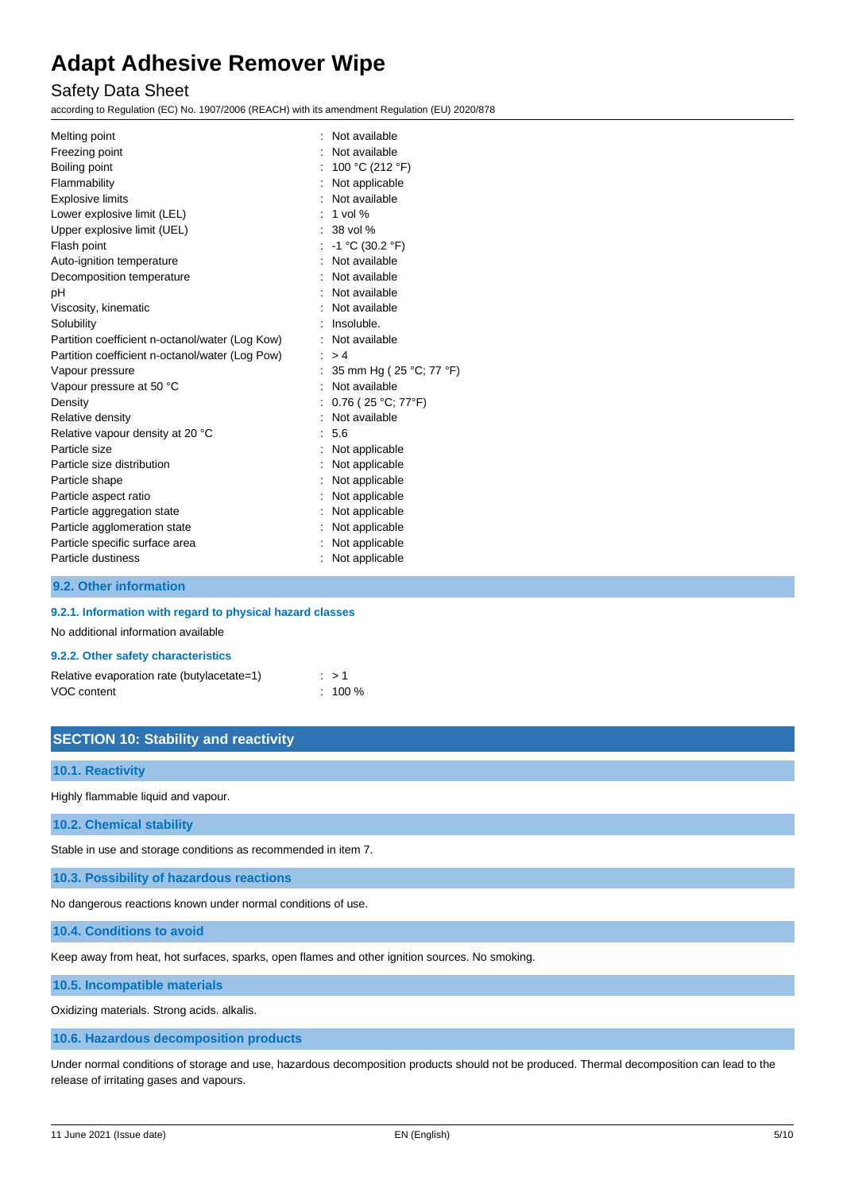| | |
|---|---|
| Melting point | : Not available |
| Freezing point | : Not available |
| Boiling point | : 100 °C (212 °F) |
| Flammability | : Not applicable |
| Explosive limits | : Not available |
| Lower explosive limit (LEL) | : 1 vol % |
| Upper explosive limit (UEL) | : 38 vol % |
| Flash point | : -1 °C (30.2 °F) |
| Auto-ignition temperature | : Not available |
| Decomposition temperature | : Not available |
| pH | : Not available |
| Viscosity, kinematic | : Not available |
| Solubility | : Insoluble. |
| Partition coefficient n-octanol/water (Log Kow) | : Not available |
| Partition coefficient n-octanol/water (Log Pow) | : > 4 |
| Vapour pressure | : 35 mm Hg ( 25 °C; 77 °F) |
| Vapour pressure at 50 °C | : Not available |
| Density | : 0.76 ( 25 °C; 77°F) |
| Relative density | : Not available |
| Relative vapour density at 20 °C | : 5.6 |
| Particle size | : Not applicable |
| Particle size distribution | : Not applicable |
| Particle shape | : Not applicable |
| Particle aspect ratio | : Not applicable |
| Particle aggregation state | : Not applicable |
| Particle agglomeration state | : Not applicable |
| Particle specific surface area | : Not applicable |
| Particle dustiness | : Not applicable |

### 9.2. Other information

#### 9.2.1. Information with regard to physical hazard classes

No additional information available

#### 9.2.2. Other safety characteristics

| | |
|---|---|
| Relative evaporation rate (butylacetate=1) | : > 1 |
| VOC content | : 100 % |

## SECTION 10: Stability and reactivity

### 10.1. Reactivity

Highly flammable liquid and vapour.

### 10.2. Chemical stability

Stable in use and storage conditions as recommended in item 7.

### 10.3. Possibility of hazardous reactions

No dangerous reactions known under normal conditions of use.

### 10.4. Conditions to avoid

Keep away from heat, hot surfaces, sparks, open flames and other ignition sources. No smoking.

### 10.5. Incompatible materials

Oxidizing materials. Strong acids. alkalis.

### 10.6. Hazardous decomposition products

Under normal conditions of storage and use, hazardous decomposition products should not be produced. Thermal decomposition can lead to the release of irritating gases and vapours.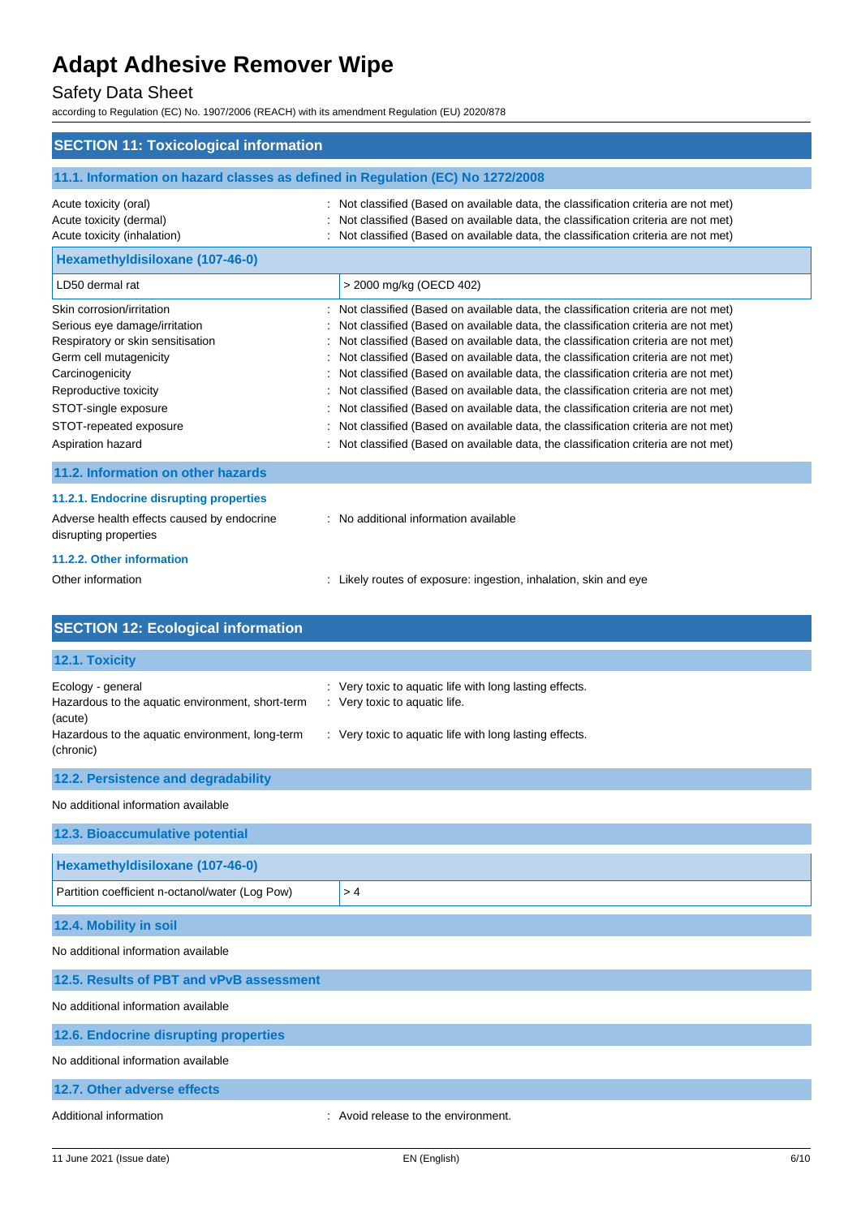## SECTION 11: Toxicological information

### 11.1. Information on hazard classes as defined in Regulation (EC) No 1272/2008

Acute toxicity (oral) : Not classified (Based on available data, the classification criteria are not met)
Acute toxicity (dermal) : Not classified (Based on available data, the classification criteria are not met)
Acute toxicity (inhalation) : Not classified (Based on available data, the classification criteria are not met)

| Hexamethyldisiloxane (107-46-0) | |
|---|---|
| LD50 dermal rat | > 2000 mg/kg (OECD 402) |

Skin corrosion/irritation : Not classified (Based on available data, the classification criteria are not met)
Serious eye damage/irritation : Not classified (Based on available data, the classification criteria are not met)
Respiratory or skin sensitisation : Not classified (Based on available data, the classification criteria are not met)
Germ cell mutagenicity : Not classified (Based on available data, the classification criteria are not met)
Carcinogenicity : Not classified (Based on available data, the classification criteria are not met)
Reproductive toxicity : Not classified (Based on available data, the classification criteria are not met)
STOT-single exposure : Not classified (Based on available data, the classification criteria are not met)
STOT-repeated exposure : Not classified (Based on available data, the classification criteria are not met)
Aspiration hazard : Not classified (Based on available data, the classification criteria are not met)

### 11.2. Information on other hazards

#### 11.2.1. Endocrine disrupting properties

Adverse health effects caused by endocrine disrupting properties : No additional information available

#### 11.2.2. Other information

Other information : Likely routes of exposure: ingestion, inhalation, skin and eye

## SECTION 12: Ecological information

### 12.1. Toxicity

Ecology - general : Very toxic to aquatic life with long lasting effects.
Hazardous to the aquatic environment, short-term (acute) : Very toxic to aquatic life.
Hazardous to the aquatic environment, long-term (chronic) : Very toxic to aquatic life with long lasting effects.

### 12.2. Persistence and degradability

No additional information available

### 12.3. Bioaccumulative potential

| Hexamethyldisiloxane (107-46-0) | |
|---|---|
| Partition coefficient n-octanol/water (Log Pow) | > 4 |

### 12.4. Mobility in soil

No additional information available

### 12.5. Results of PBT and vPvB assessment

No additional information available

### 12.6. Endocrine disrupting properties

No additional information available

### 12.7. Other adverse effects

Additional information : Avoid release to the environment.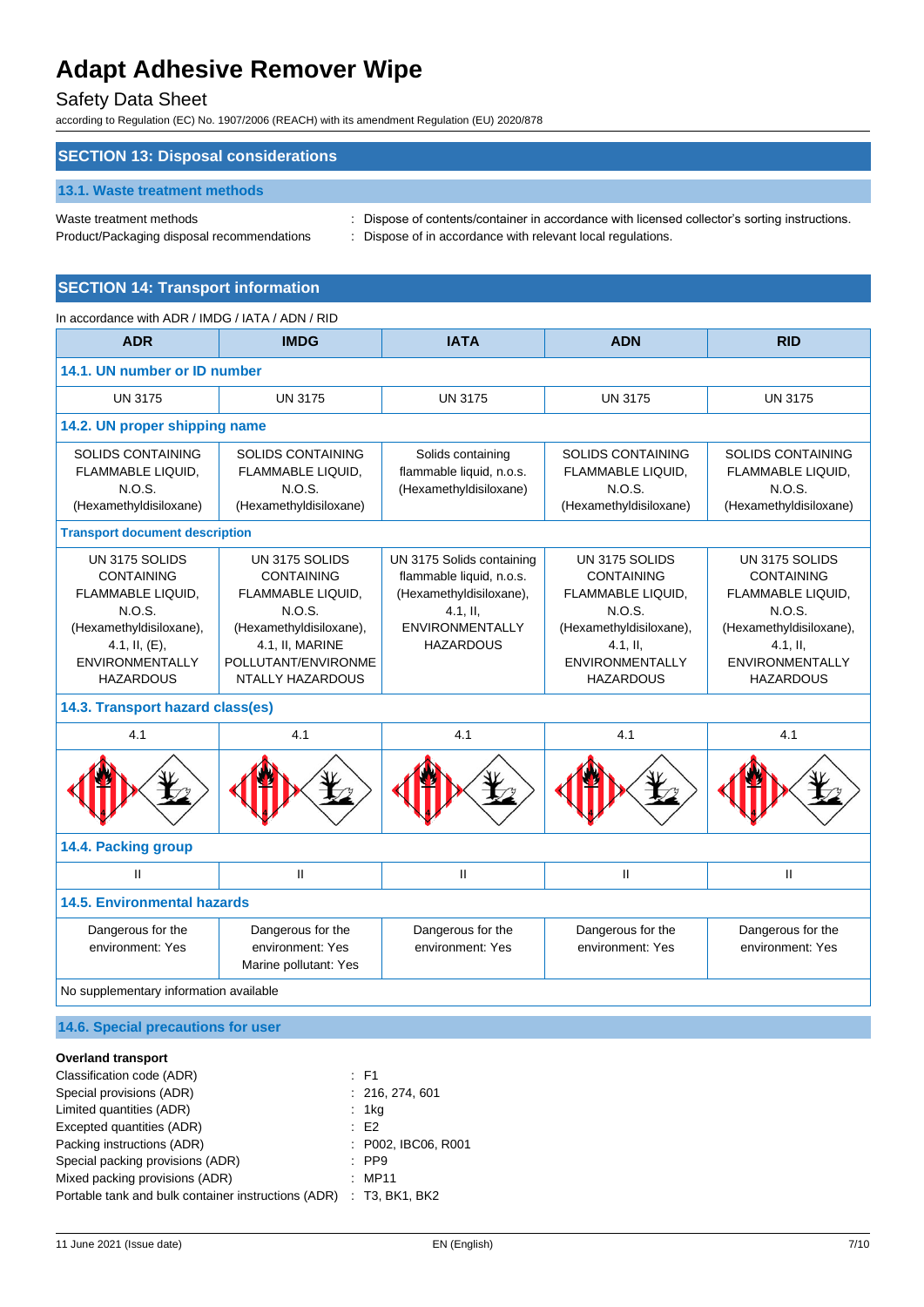## SECTION 13: Disposal considerations

### 13.1. Waste treatment methods

Waste treatment methods : Dispose of contents/container in accordance with licensed collector's sorting instructions.

Product/Packaging disposal recommendations : Dispose of in accordance with relevant local regulations.

## SECTION 14: Transport information

In accordance with ADR / IMDG / IATA / ADN / RID

| ADR | IMDG | IATA | ADN | RID |
|---|---|---|---|---|
| **14.1. UN number or ID number** | | | | |
| UN 3175 | UN 3175 | UN 3175 | UN 3175 | UN 3175 |
| **14.2. UN proper shipping name** | | | | |
| SOLIDS CONTAINING FLAMMABLE LIQUID, N.O.S. (Hexamethyldisiloxane) | SOLIDS CONTAINING FLAMMABLE LIQUID, N.O.S. (Hexamethyldisiloxane) | Solids containing flammable liquid, n.o.s. (Hexamethyldisiloxane) | SOLIDS CONTAINING FLAMMABLE LIQUID, N.O.S. (Hexamethyldisiloxane) | SOLIDS CONTAINING FLAMMABLE LIQUID, N.O.S. (Hexamethyldisiloxane) |
| **Transport document description** | | | | |
| UN 3175 SOLIDS CONTAINING FLAMMABLE LIQUID, N.O.S. (Hexamethyldisiloxane), 4.1, II, (E), ENVIRONMENTALLY HAZARDOUS | UN 3175 SOLIDS CONTAINING FLAMMABLE LIQUID, N.O.S. (Hexamethyldisiloxane), 4.1, II, MARINE POLLUTANT/ENVIRONMENTALLY HAZARDOUS | UN 3175 Solids containing flammable liquid, n.o.s. (Hexamethyldisiloxane), 4.1, II, ENVIRONMENTALLY HAZARDOUS | UN 3175 SOLIDS CONTAINING FLAMMABLE LIQUID, N.O.S. (Hexamethyldisiloxane), 4.1, II, ENVIRONMENTALLY HAZARDOUS | UN 3175 SOLIDS CONTAINING FLAMMABLE LIQUID, N.O.S. (Hexamethyldisiloxane), 4.1, II, ENVIRONMENTALLY HAZARDOUS |
| **14.3. Transport hazard class(es)** | | | | |
| 4.1 | 4.1 | 4.1 | 4.1 | 4.1 |
| **14.4. Packing group** | | | | |
| II | II | II | II | II |
| **14.5. Environmental hazards** | | | | |
| Dangerous for the environment: Yes | Dangerous for the environment: Yes<br>Marine pollutant: Yes | Dangerous for the environment: Yes | Dangerous for the environment: Yes | Dangerous for the environment: Yes |
| No supplementary information available | | | | |

### 14.6. Special precautions for user

**Overland transport**

Classification code (ADR) : F1

Special provisions (ADR) : 216, 274, 601

Limited quantities (ADR) : 1kg

Excepted quantities (ADR) : E2

Packing instructions (ADR) : P002, IBC06, R001

Special packing provisions (ADR) : PP9

Mixed packing provisions (ADR) : MP11

Portable tank and bulk container instructions (ADR) : T3, BK1, BK2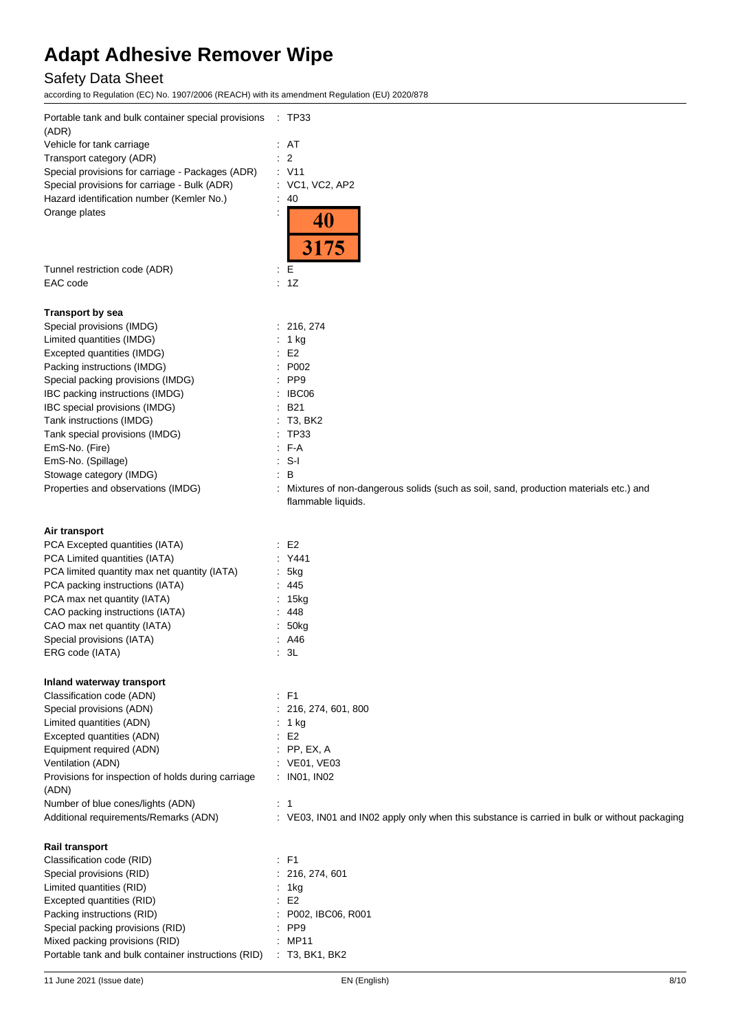| | |
|---|---|
| Portable tank and bulk container special provisions (ADR) | : TP33 |
| Vehicle for tank carriage | : AT |
| Transport category (ADR) | : 2 |
| Special provisions for carriage - Packages (ADR) | : V11 |
| Special provisions for carriage - Bulk (ADR) | : VC1, VC2, AP2 |
| Hazard identification number (Kemler No.) | : 40 |
| Orange plates | : 40 / 3175 |
| Tunnel restriction code (ADR) | : E |
| EAC code | : 1Z |

**Transport by sea**

| | |
|---|---|
| Special provisions (IMDG) | : 216, 274 |
| Limited quantities (IMDG) | : 1 kg |
| Excepted quantities (IMDG) | : E2 |
| Packing instructions (IMDG) | : P002 |
| Special packing provisions (IMDG) | : PP9 |
| IBC packing instructions (IMDG) | : IBC06 |
| IBC special provisions (IMDG) | : B21 |
| Tank instructions (IMDG) | : T3, BK2 |
| Tank special provisions (IMDG) | : TP33 |
| EmS-No. (Fire) | : F-A |
| EmS-No. (Spillage) | : S-I |
| Stowage category (IMDG) | : B |
| Properties and observations (IMDG) | : Mixtures of non-dangerous solids (such as soil, sand, production materials etc.) and flammable liquids. |

**Air transport**

| | |
|---|---|
| PCA Excepted quantities (IATA) | : E2 |
| PCA Limited quantities (IATA) | : Y441 |
| PCA limited quantity max net quantity (IATA) | : 5kg |
| PCA packing instructions (IATA) | : 445 |
| PCA max net quantity (IATA) | : 15kg |
| CAO packing instructions (IATA) | : 448 |
| CAO max net quantity (IATA) | : 50kg |
| Special provisions (IATA) | : A46 |
| ERG code (IATA) | : 3L |

**Inland waterway transport**

| | |
|---|---|
| Classification code (ADN) | : F1 |
| Special provisions (ADN) | : 216, 274, 601, 800 |
| Limited quantities (ADN) | : 1 kg |
| Excepted quantities (ADN) | : E2 |
| Equipment required (ADN) | : PP, EX, A |
| Ventilation (ADN) | : VE01, VE03 |
| Provisions for inspection of holds during carriage (ADN) | : IN01, IN02 |
| Number of blue cones/lights (ADN) | : 1 |
| Additional requirements/Remarks (ADN) | : VE03, IN01 and IN02 apply only when this substance is carried in bulk or without packaging |

**Rail transport**

| | |
|---|---|
| Classification code (RID) | : F1 |
| Special provisions (RID) | : 216, 274, 601 |
| Limited quantities (RID) | : 1kg |
| Excepted quantities (RID) | : E2 |
| Packing instructions (RID) | : P002, IBC06, R001 |
| Special packing provisions (RID) | : PP9 |
| Mixed packing provisions (RID) | : MP11 |
| Portable tank and bulk container instructions (RID) | : T3, BK1, BK2 |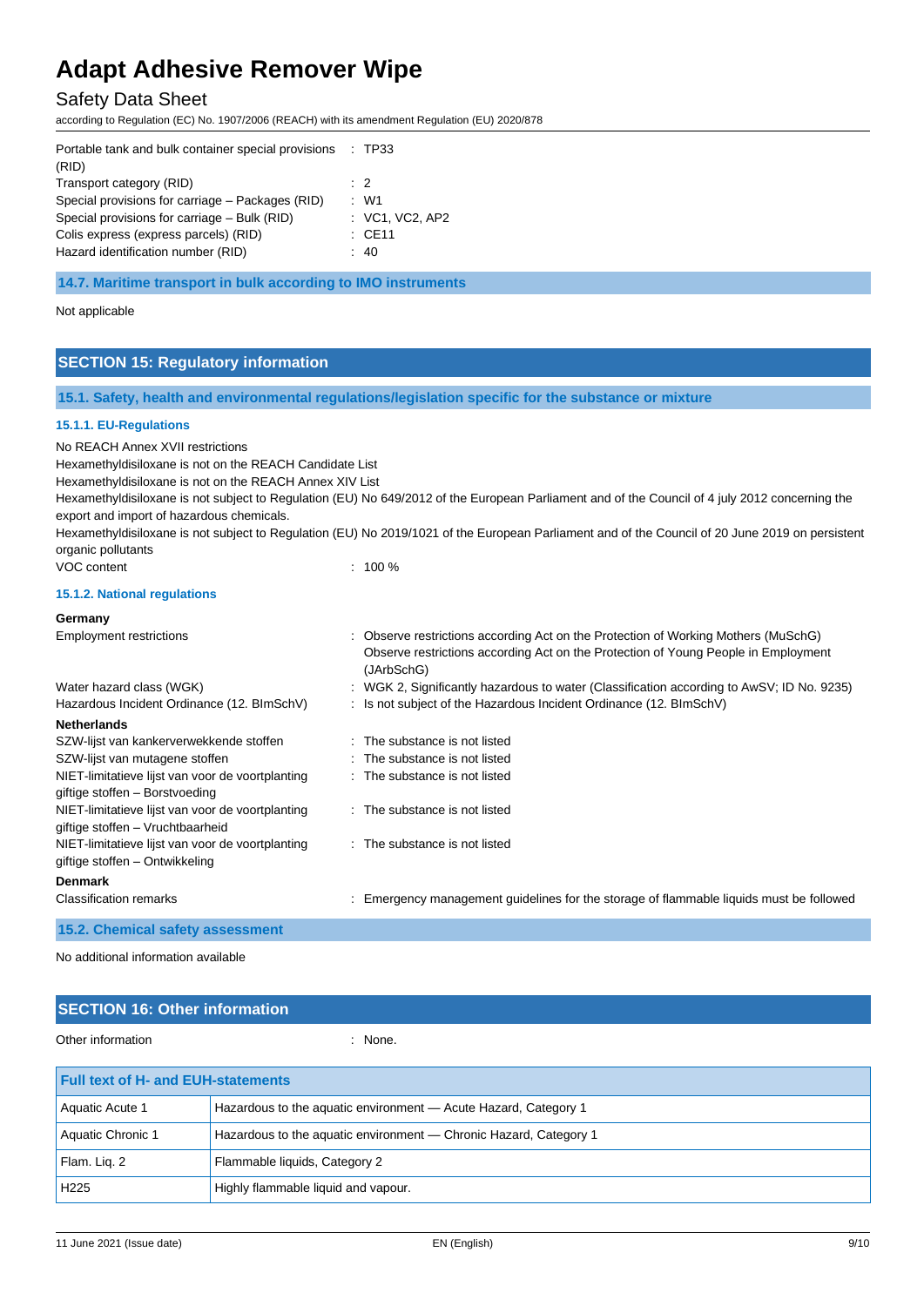| | |
|---|---|
| Portable tank and bulk container special provisions (RID) | : TP33 |
| Transport category (RID) | : 2 |
| Special provisions for carriage – Packages (RID) | : W1 |
| Special provisions for carriage – Bulk (RID) | : VC1, VC2, AP2 |
| Colis express (express parcels) (RID) | : CE11 |
| Hazard identification number (RID) | : 40 |

### 14.7. Maritime transport in bulk according to IMO instruments

Not applicable

## SECTION 15: Regulatory information

### 15.1. Safety, health and environmental regulations/legislation specific for the substance or mixture

#### 15.1.1. EU-Regulations

No REACH Annex XVII restrictions

Hexamethyldisiloxane is not on the REACH Candidate List

Hexamethyldisiloxane is not on the REACH Annex XIV List

Hexamethyldisiloxane is not subject to Regulation (EU) No 649/2012 of the European Parliament and of the Council of 4 july 2012 concerning the export and import of hazardous chemicals.

Hexamethyldisiloxane is not subject to Regulation (EU) No 2019/1021 of the European Parliament and of the Council of 20 June 2019 on persistent organic pollutants

VOC content : 100 %

#### 15.1.2. National regulations

**Germany**

| | |
|---|---|
| Employment restrictions | : Observe restrictions according Act on the Protection of Working Mothers (MuSchG)<br>Observe restrictions according Act on the Protection of Young People in Employment (JArbSchG) |
| Water hazard class (WGK) | : WGK 2, Significantly hazardous to water (Classification according to AwSV; ID No. 9235) |
| Hazardous Incident Ordinance (12. BImSchV) | : Is not subject of the Hazardous Incident Ordinance (12. BImSchV) |

**Netherlands**

| | |
|---|---|
| SZW-lijst van kankerverwekkende stoffen | : The substance is not listed |
| SZW-lijst van mutagene stoffen | : The substance is not listed |
| NIET-limitatieve lijst van voor de voortplanting giftige stoffen – Borstvoeding | : The substance is not listed |
| NIET-limitatieve lijst van voor de voortplanting giftige stoffen – Vruchtbaarheid | : The substance is not listed |
| NIET-limitatieve lijst van voor de voortplanting giftige stoffen – Ontwikkeling | : The substance is not listed |

**Denmark**

| | |
|---|---|
| Classification remarks | : Emergency management guidelines for the storage of flammable liquids must be followed |

### 15.2. Chemical safety assessment

No additional information available

## SECTION 16: Other information

Other information : None.

| Full text of H- and EUH-statements | |
|---|---|
| Aquatic Acute 1 | Hazardous to the aquatic environment — Acute Hazard, Category 1 |
| Aquatic Chronic 1 | Hazardous to the aquatic environment — Chronic Hazard, Category 1 |
| Flam. Liq. 2 | Flammable liquids, Category 2 |
| H225 | Highly flammable liquid and vapour. |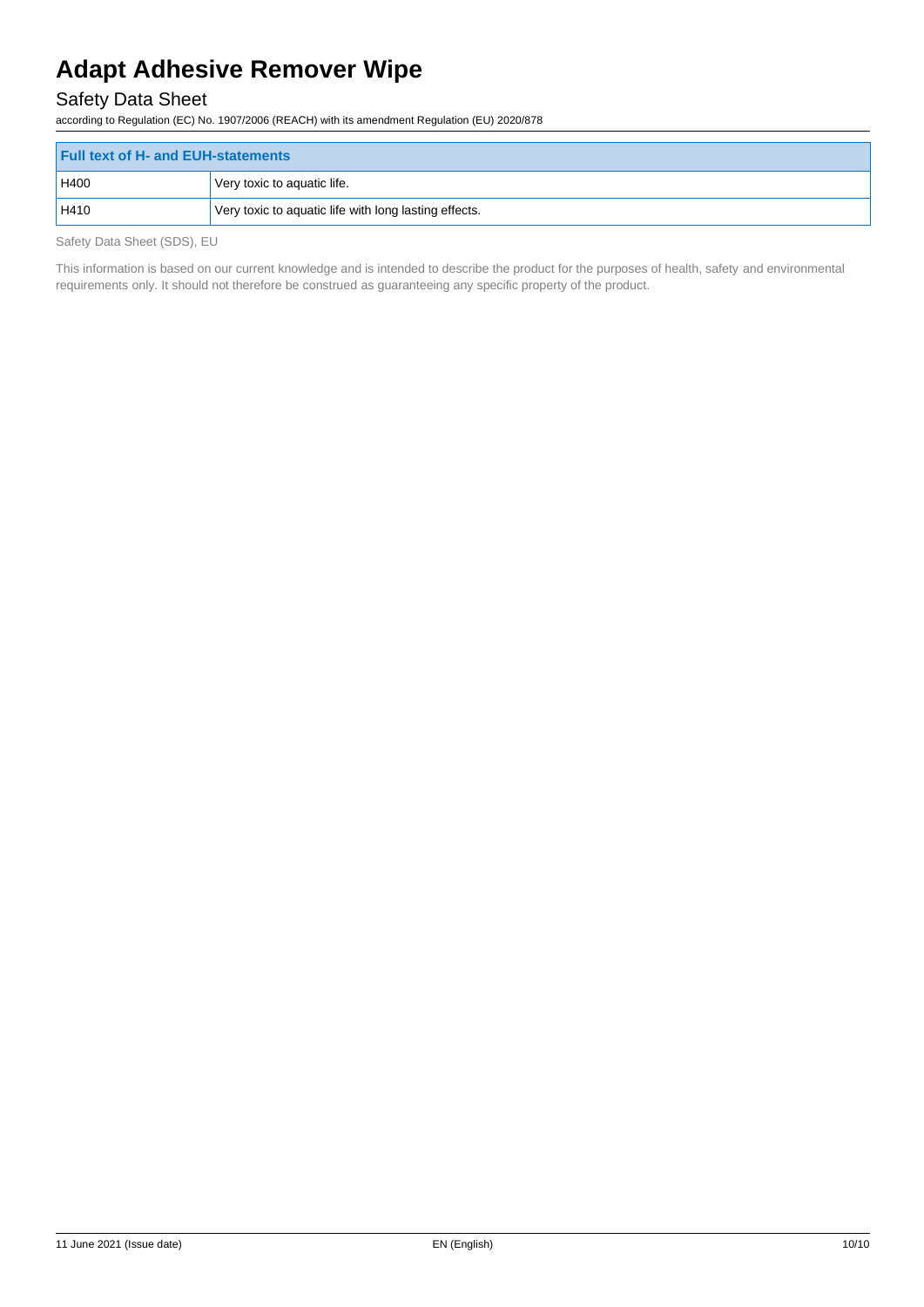| Full text of H- and EUH-statements | |
|---|---|
| H400 | Very toxic to aquatic life. |
| H410 | Very toxic to aquatic life with long lasting effects. |

Safety Data Sheet (SDS), EU

This information is based on our current knowledge and is intended to describe the product for the purposes of health, safety and environmental requirements only. It should not therefore be construed as guaranteeing any specific property of the product.